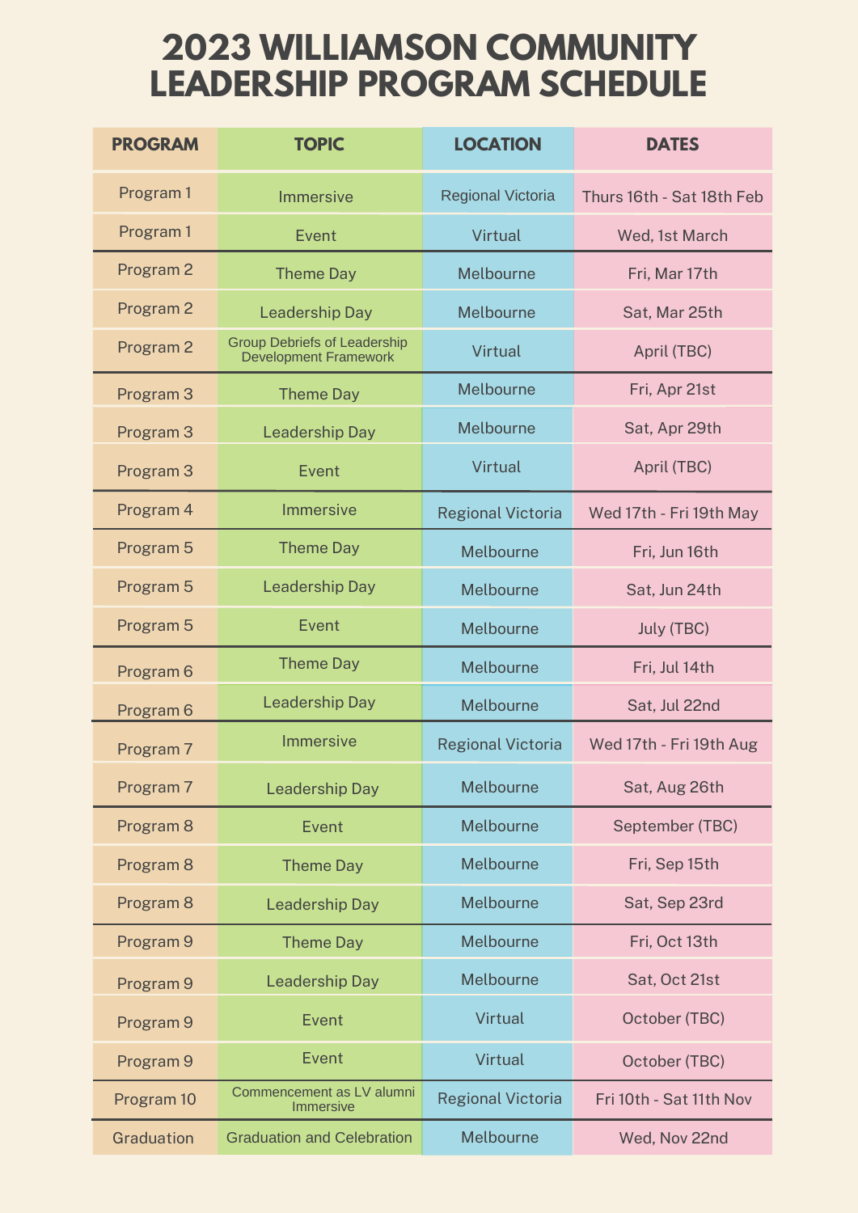# 2023 WILLIAMSON COMMUNITY LEADERSHIP PROGRAM SCHEDULE

| PROGRAM | TOPIC | LOCATION | DATES |
| --- | --- | --- | --- |
| Program 1 | Immersive | Regional Victoria | Thurs 16th - Sat 18th Feb |
| Program 1 | Event | Virtual | Wed, 1st March |
| Program 2 | Theme Day | Melbourne | Fri, Mar 17th |
| Program 2 | Leadership Day | Melbourne | Sat, Mar 25th |
| Program 2 | Group Debriefs of Leadership Development Framework | Virtual | April (TBC) |
| Program 3 | Theme Day | Melbourne | Fri, Apr 21st |
| Program 3 | Leadership Day | Melbourne | Sat, Apr 29th |
| Program 3 | Event | Virtual | April (TBC) |
| Program 4 | Immersive | Regional Victoria | Wed 17th - Fri 19th May |
| Program 5 | Theme Day | Melbourne | Fri, Jun 16th |
| Program 5 | Leadership Day | Melbourne | Sat, Jun 24th |
| Program 5 | Event | Melbourne | July (TBC) |
| Program 6 | Theme Day | Melbourne | Fri, Jul 14th |
| Program 6 | Leadership Day | Melbourne | Sat, Jul 22nd |
| Program 7 | Immersive | Regional Victoria | Wed 17th - Fri 19th Aug |
| Program 7 | Leadership Day | Melbourne | Sat, Aug 26th |
| Program 8 | Event | Melbourne | September (TBC) |
| Program 8 | Theme Day | Melbourne | Fri, Sep 15th |
| Program 8 | Leadership Day | Melbourne | Sat, Sep 23rd |
| Program 9 | Theme Day | Melbourne | Fri, Oct 13th |
| Program 9 | Leadership Day | Melbourne | Sat, Oct 21st |
| Program 9 | Event | Virtual | October (TBC) |
| Program 9 | Event | Virtual | October (TBC) |
| Program 10 | Commencement as LV alumni Immersive | Regional Victoria | Fri 10th - Sat 11th Nov |
| Graduation | Graduation and Celebration | Melbourne | Wed, Nov 22nd |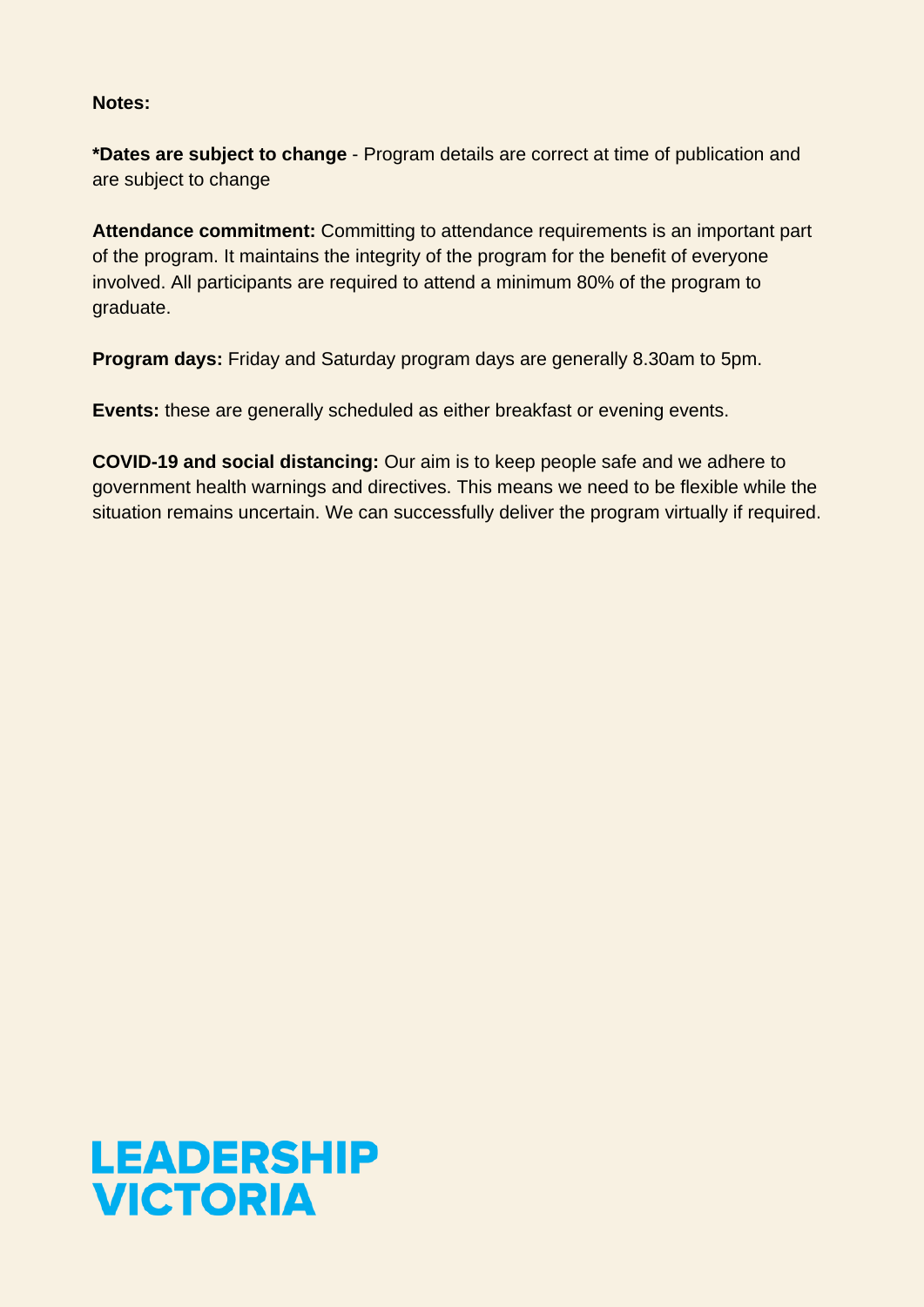**Notes:**

***Dates are subject to change** - Program details are correct at time of publication and are subject to change

**Attendance commitment:** Committing to attendance requirements is an important part of the program. It maintains the integrity of the program for the benefit of everyone involved. All participants are required to attend a minimum 80% of the program to graduate.

**Program days:** Friday and Saturday program days are generally 8.30am to 5pm.

**Events:** these are generally scheduled as either breakfast or evening events.

**COVID-19 and social distancing:** Our aim is to keep people safe and we adhere to government health warnings and directives. This means we need to be flexible while the situation remains uncertain. We can successfully deliver the program virtually if required.

LEADERSHIP
VICTORIA